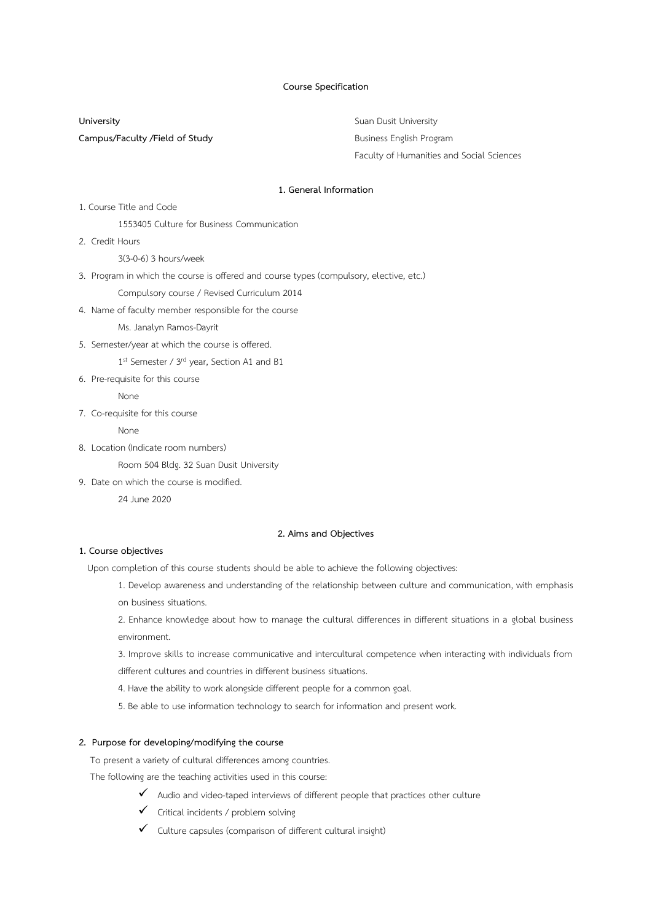**Course Specification**

| | |
|---|---|
| **University** | Suan Dusit University |
| **Campus/Faculty /Field of Study** | Business English Program<br>Faculty of Humanities and Social Sciences |

## 1. General Information

1. Course Title and Code

   1553405 Culture for Business Communication

2. Credit Hours

   3(3-0-6) 3 hours/week

3. Program in which the course is offered and course types (compulsory, elective, etc.)

   Compulsory course / Revised Curriculum 2014

4. Name of faculty member responsible for the course

   Ms. Janalyn Ramos-Dayrit

5. Semester/year at which the course is offered.

   1st Semester / 3rd year, Section A1 and B1

6. Pre-requisite for this course

   None

7. Co-requisite for this course

   None

8. Location (Indicate room numbers)

   Room 504 Bldg. 32 Suan Dusit University

9. Date on which the course is modified.

   24 June 2020

## 2. Aims and Objectives

**1. Course objectives**

Upon completion of this course students should be able to achieve the following objectives:

1. Develop awareness and understanding of the relationship between culture and communication, with emphasis on business situations.
2. Enhance knowledge about how to manage the cultural differences in different situations in a global business environment.
3. Improve skills to increase communicative and intercultural competence when interacting with individuals from different cultures and countries in different business situations.
4. Have the ability to work alongside different people for a common goal.
5. Be able to use information technology to search for information and present work.

**2. Purpose for developing/modifying the course**

To present a variety of cultural differences among countries.

The following are the teaching activities used in this course:

- ✓ Audio and video-taped interviews of different people that practices other culture
- ✓ Critical incidents / problem solving
- ✓ Culture capsules (comparison of different cultural insight)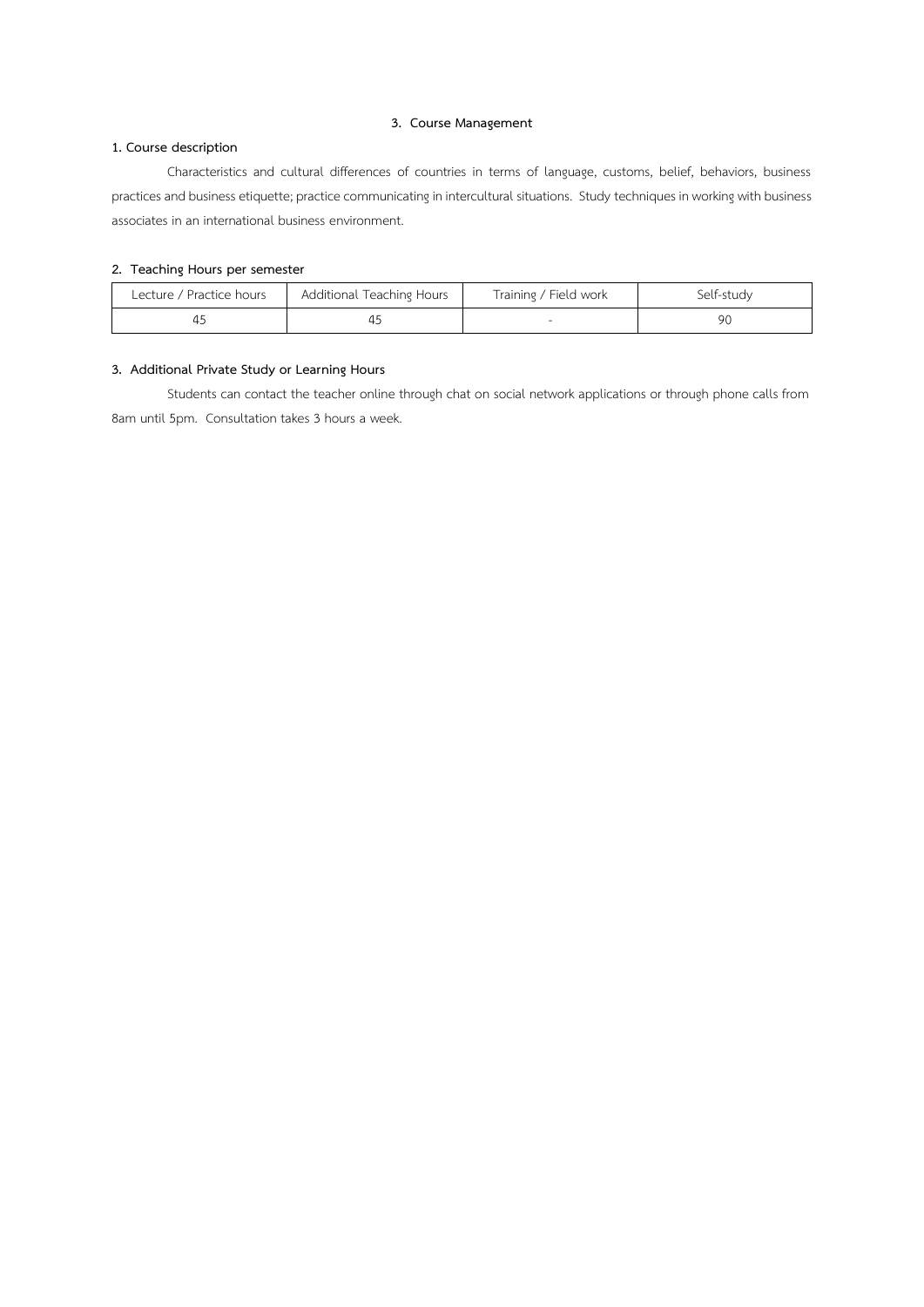## 3. Course Management

### 1. Course description

Characteristics and cultural differences of countries in terms of language, customs, belief, behaviors, business practices and business etiquette; practice communicating in intercultural situations. Study techniques in working with business associates in an international business environment.

### 2. Teaching Hours per semester

| Lecture / Practice hours | Additional Teaching Hours | Training / Field work | Self-study |
|---|---|---|---|
| 45 | 45 | - | 90 |

### 3. Additional Private Study or Learning Hours

Students can contact the teacher online through chat on social network applications or through phone calls from 8am until 5pm. Consultation takes 3 hours a week.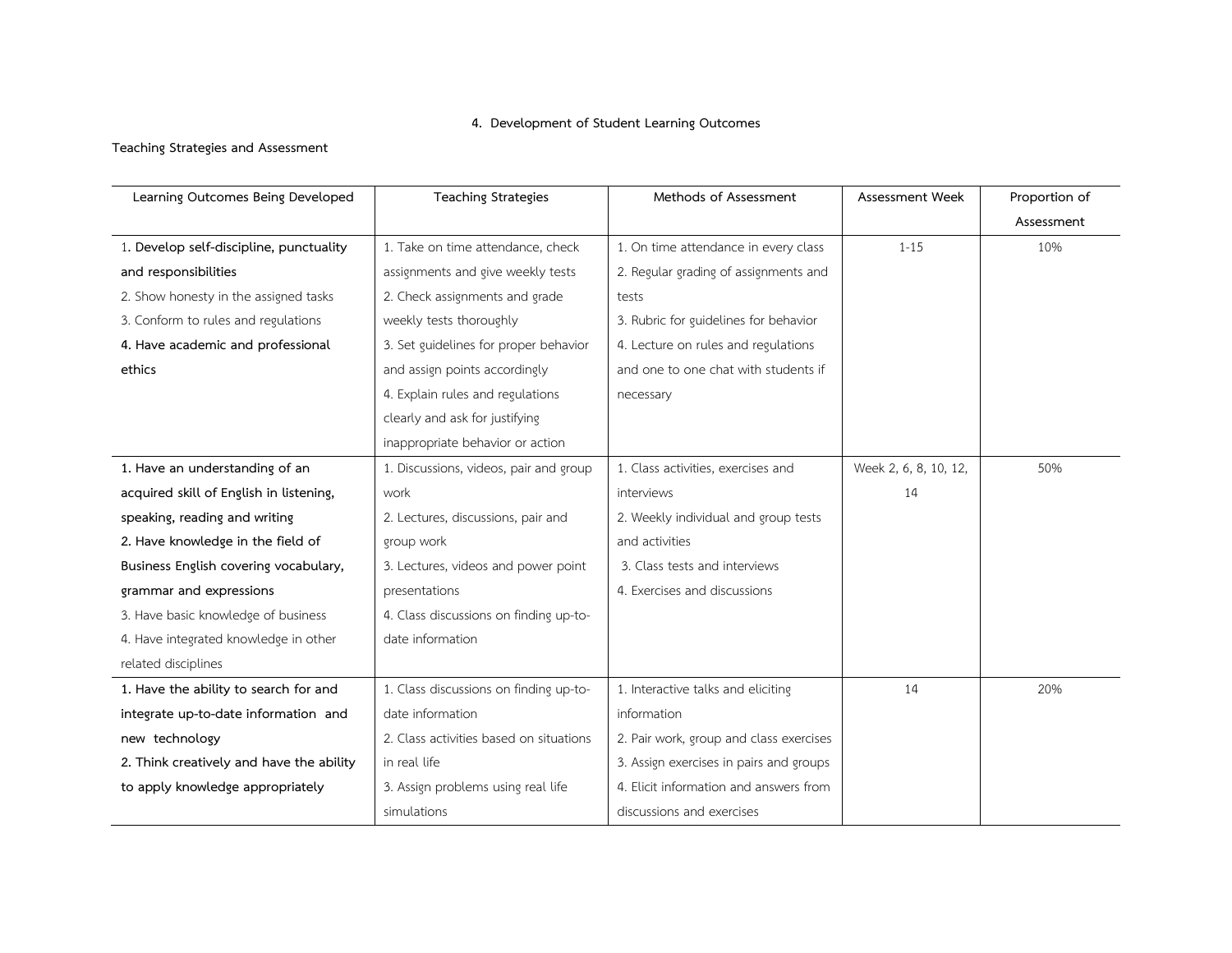## 4. Development of Student Learning Outcomes

**Teaching Strategies and Assessment**

| Learning Outcomes Being Developed | Teaching Strategies | Methods of Assessment | Assessment Week | Proportion of Assessment |
|---|---|---|---|---|
| 1. **Develop self-discipline, punctuality and responsibilities**<br>2. Show honesty in the assigned tasks<br>3. Conform to rules and regulations<br>**4. Have academic and professional ethics** | 1. Take on time attendance, check assignments and give weekly tests<br>2. Check assignments and grade weekly tests thoroughly<br>3. Set guidelines for proper behavior and assign points accordingly<br>4. Explain rules and regulations clearly and ask for justifying inappropriate behavior or action | 1. On time attendance in every class<br>2. Regular grading of assignments and tests<br>3. Rubric for guidelines for behavior<br>4. Lecture on rules and regulations and one to one chat with students if necessary | 1-15 | 10% |
| **1. Have an understanding of an acquired skill of English in listening, speaking, reading and writing**<br>**2. Have knowledge in the field of Business English covering vocabulary, grammar and expressions**<br>3. Have basic knowledge of business<br>4. Have integrated knowledge in other related disciplines | 1. Discussions, videos, pair and group work<br>2. Lectures, discussions, pair and group work<br>3. Lectures, videos and power point presentations<br>4. Class discussions on finding up-to-date information | 1. Class activities, exercises and interviews<br>2. Weekly individual and group tests and activities<br>3. Class tests and interviews<br>4. Exercises and discussions | Week 2, 6, 8, 10, 12, 14 | 50% |
| **1. Have the ability to search for and integrate up-to-date information and new technology**<br>**2. Think creatively and have the ability to apply knowledge appropriately** | 1. Class discussions on finding up-to-date information<br>2. Class activities based on situations in real life<br>3. Assign problems using real life simulations | 1. Interactive talks and eliciting information<br>2. Pair work, group and class exercises<br>3. Assign exercises in pairs and groups<br>4. Elicit information and answers from discussions and exercises | 14 | 20% |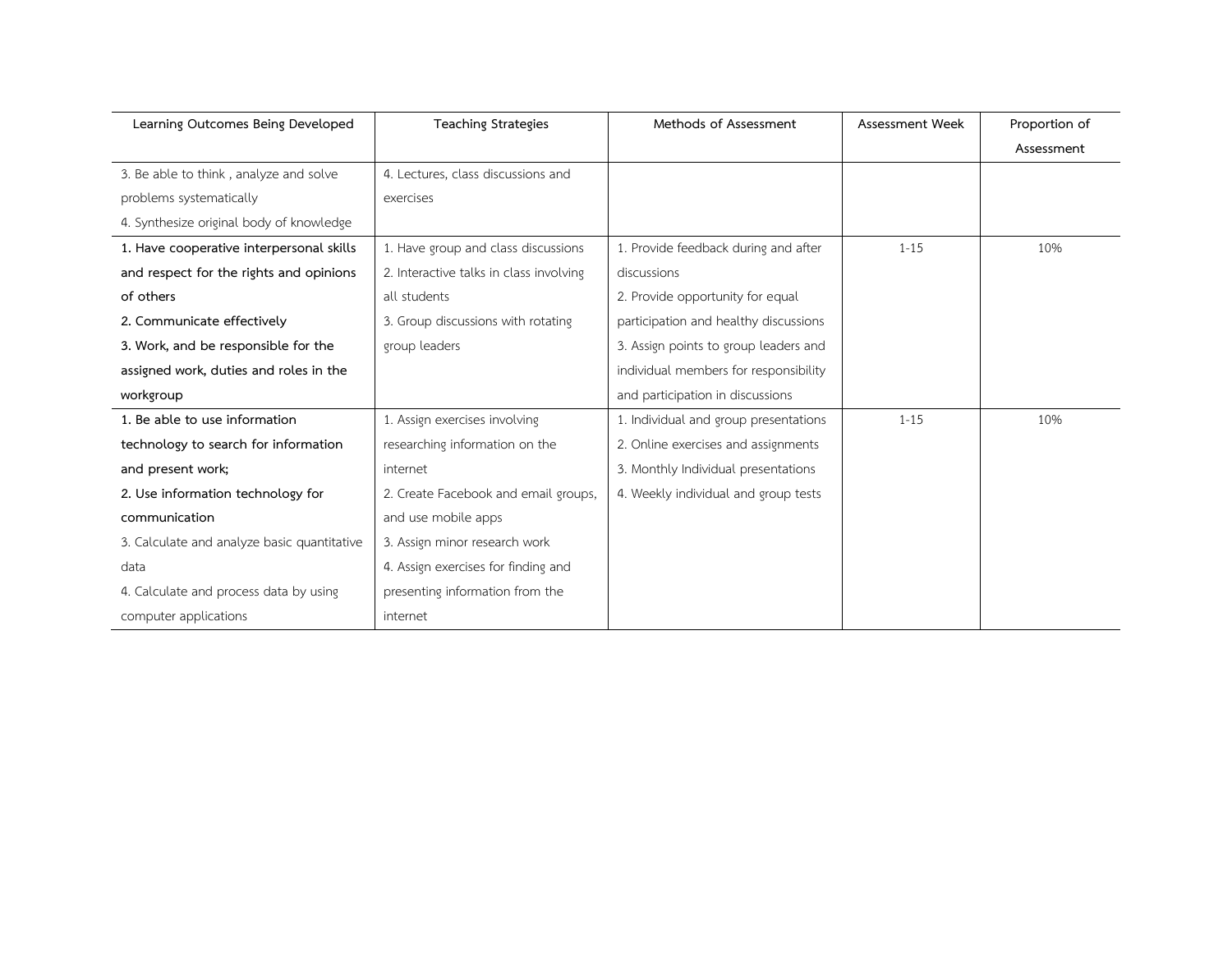| Learning Outcomes Being Developed | Teaching Strategies | Methods of Assessment | Assessment Week | Proportion of Assessment |
| --- | --- | --- | --- | --- |
| 3. Be able to think , analyze and solve problems systematically<br>4. Synthesize original body of knowledge | 4. Lectures, class discussions and exercises | | | |
| **1. Have cooperative interpersonal skills and respect for the rights and opinions of others**<br>**2. Communicate effectively**<br>**3. Work, and be responsible for the assigned work, duties and roles in the workgroup** | 1. Have group and class discussions<br>2. Interactive talks in class involving all students<br>3. Group discussions with rotating group leaders | 1. Provide feedback during and after discussions<br>2. Provide opportunity for equal participation and healthy discussions<br>3. Assign points to group leaders and individual members for responsibility and participation in discussions | 1-15 | 10% |
| **1. Be able to use information technology to search for information and present work;**<br>**2. Use information technology for communication**<br>3. Calculate and analyze basic quantitative data<br>4. Calculate and process data by using computer applications | 1. Assign exercises involving researching information on the internet<br>2. Create Facebook and email groups, and use mobile apps<br>3. Assign minor research work<br>4. Assign exercises for finding and presenting information from the internet | 1. Individual and group presentations<br>2. Online exercises and assignments<br>3. Monthly Individual presentations<br>4. Weekly individual and group tests | 1-15 | 10% |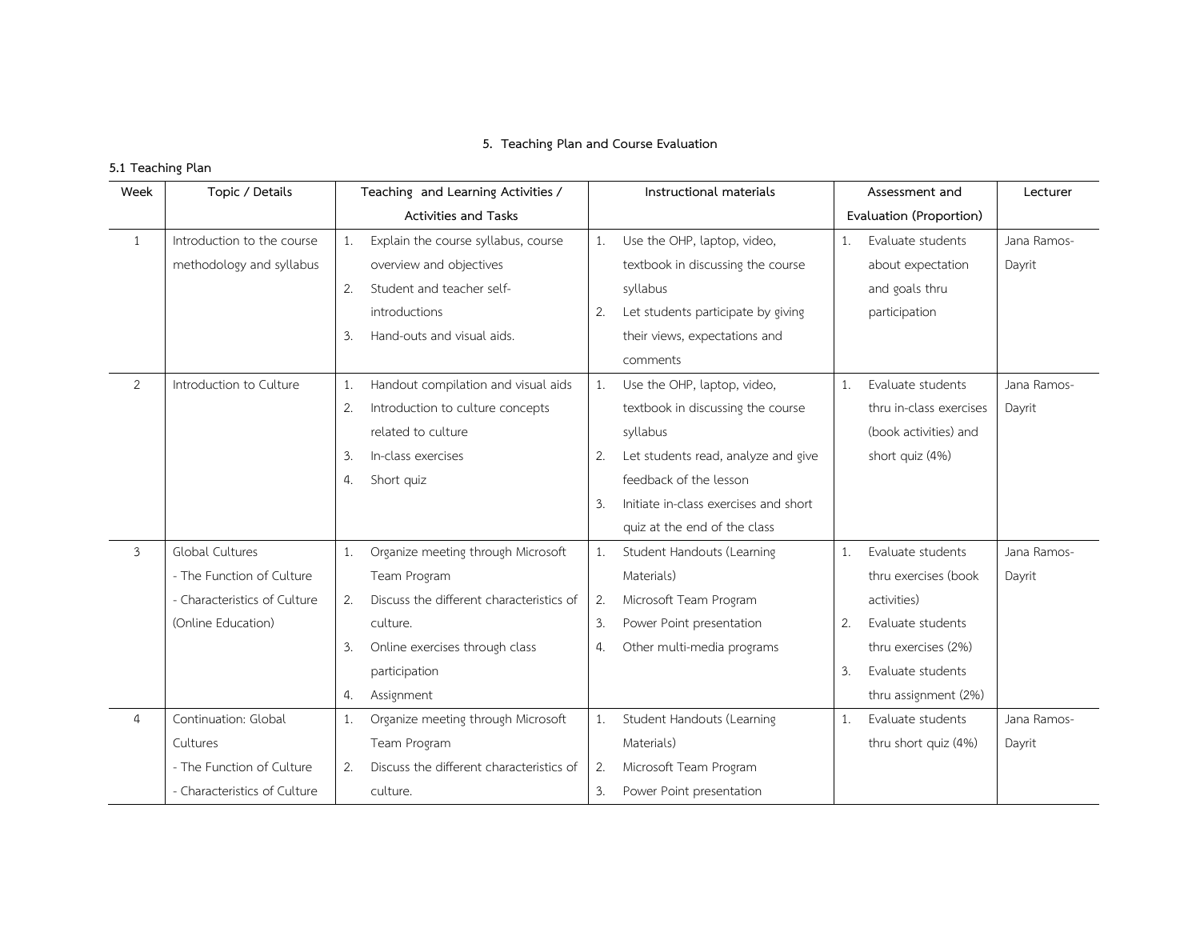## 5. Teaching Plan and Course Evaluation

### 5.1 Teaching Plan

| Week | Topic / Details | Teaching and Learning Activities / Activities and Tasks | Instructional materials | Assessment and Evaluation (Proportion) | Lecturer |
|---|---|---|---|---|---|
| 1 | Introduction to the course methodology and syllabus | 1. Explain the course syllabus, course overview and objectives<br>2. Student and teacher self-introductions<br>3. Hand-outs and visual aids. | 1. Use the OHP, laptop, video, textbook in discussing the course syllabus<br>2. Let students participate by giving their views, expectations and comments | 1. Evaluate students about expectation and goals thru participation | Jana Ramos-Dayrit |
| 2 | Introduction to Culture | 1. Handout compilation and visual aids<br>2. Introduction to culture concepts related to culture<br>3. In-class exercises<br>4. Short quiz | 1. Use the OHP, laptop, video, textbook in discussing the course syllabus<br>2. Let students read, analyze and give feedback of the lesson<br>3. Initiate in-class exercises and short quiz at the end of the class | 1. Evaluate students thru in-class exercises (book activities) and short quiz (4%) | Jana Ramos-Dayrit |
| 3 | Global Cultures<br>- The Function of Culture<br>- Characteristics of Culture<br>(Online Education) | 1. Organize meeting through Microsoft Team Program<br>2. Discuss the different characteristics of culture.<br>3. Online exercises through class participation<br>4. Assignment | 1. Student Handouts (Learning Materials)<br>2. Microsoft Team Program<br>3. Power Point presentation<br>4. Other multi-media programs | 1. Evaluate students thru exercises (book activities)<br>2. Evaluate students thru exercises (2%)<br>3. Evaluate students thru assignment (2%) | Jana Ramos-Dayrit |
| 4 | Continuation: Global Cultures<br>- The Function of Culture<br>- Characteristics of Culture | 1. Organize meeting through Microsoft Team Program<br>2. Discuss the different characteristics of culture. | 1. Student Handouts (Learning Materials)<br>2. Microsoft Team Program<br>3. Power Point presentation | 1. Evaluate students thru short quiz (4%) | Jana Ramos-Dayrit |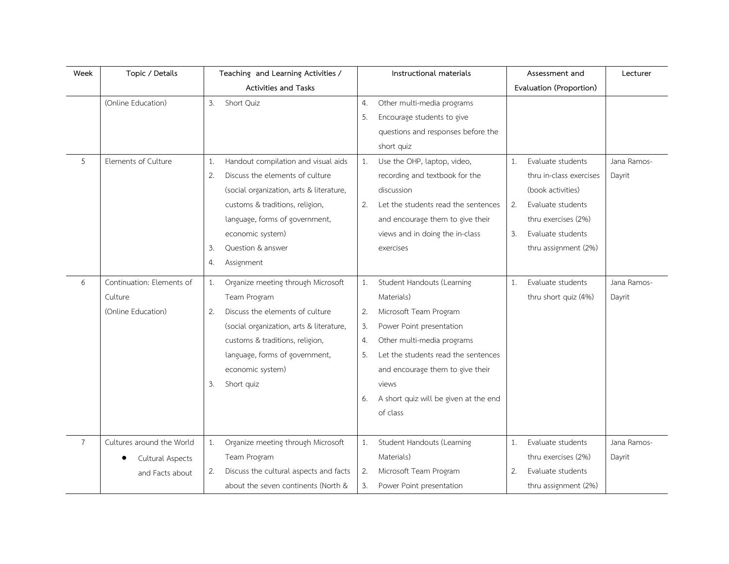| Week | Topic / Details | Teaching and Learning Activities / Activities and Tasks | Instructional materials | Assessment and Evaluation (Proportion) | Lecturer |
|---|---|---|---|---|---|
| | (Online Education) | 3. Short Quiz | 4. Other multi-media programs<br>5. Encourage students to give questions and responses before the short quiz | | |
| 5 | Elements of Culture | 1. Handout compilation and visual aids<br>2. Discuss the elements of culture (social organization, arts & literature, customs & traditions, religion, language, forms of government, economic system)<br>3. Question & answer<br>4. Assignment | 1. Use the OHP, laptop, video, recording and textbook for the discussion<br>2. Let the students read the sentences and encourage them to give their views and in doing the in-class exercises | 1. Evaluate students thru in-class exercises (book activities)<br>2. Evaluate students thru exercises (2%)<br>3. Evaluate students thru assignment (2%) | Jana Ramos-Dayrit |
| 6 | Continuation: Elements of Culture<br>(Online Education) | 1. Organize meeting through Microsoft Team Program<br>2. Discuss the elements of culture (social organization, arts & literature, customs & traditions, religion, language, forms of government, economic system)<br>3. Short quiz | 1. Student Handouts (Learning Materials)<br>2. Microsoft Team Program<br>3. Power Point presentation<br>4. Other multi-media programs<br>5. Let the students read the sentences and encourage them to give their views<br>6. A short quiz will be given at the end of class | 1. Evaluate students thru short quiz (4%) | Jana Ramos-Dayrit |
| 7 | Cultures around the World<br>• Cultural Aspects and Facts about | 1. Organize meeting through Microsoft Team Program<br>2. Discuss the cultural aspects and facts about the seven continents (North & | 1. Student Handouts (Learning Materials)<br>2. Microsoft Team Program<br>3. Power Point presentation | 1. Evaluate students thru exercises (2%)<br>2. Evaluate students thru assignment (2%) | Jana Ramos-Dayrit |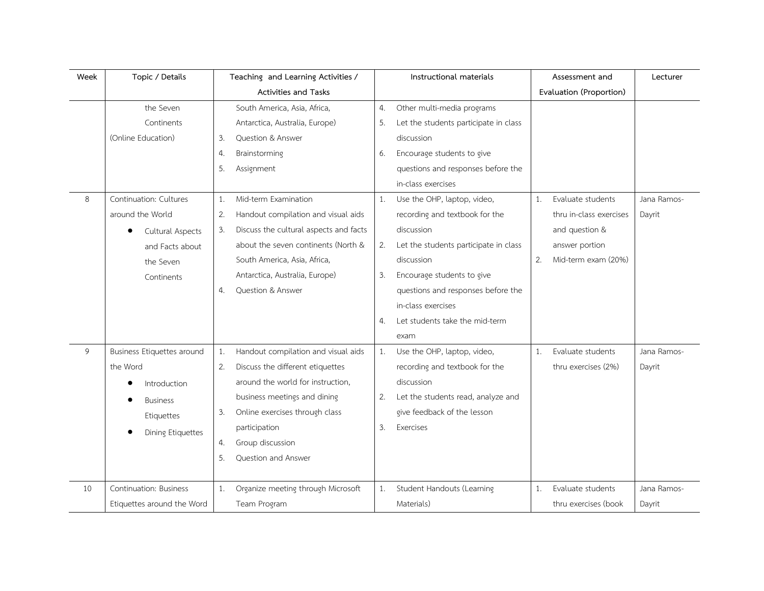| Week | Topic / Details | Teaching and Learning Activities / Activities and Tasks | Instructional materials | Assessment and Evaluation (Proportion) | Lecturer |
|---|---|---|---|---|---|
| | the Seven Continents (Online Education) | South America, Asia, Africa, Antarctica, Australia, Europe)<br>3. Question & Answer<br>4. Brainstorming<br>5. Assignment | 4. Other multi-media programs<br>5. Let the students participate in class discussion<br>6. Encourage students to give questions and responses before the in-class exercises | | |
| 8 | Continuation: Cultures around the World<br>● Cultural Aspects and Facts about the Seven Continents | 1. Mid-term Examination<br>2. Handout compilation and visual aids<br>3. Discuss the cultural aspects and facts about the seven continents (North & South America, Asia, Africa, Antarctica, Australia, Europe)<br>4. Question & Answer | 1. Use the OHP, laptop, video, recording and textbook for the discussion<br>2. Let the students participate in class discussion<br>3. Encourage students to give questions and responses before the in-class exercises<br>4. Let students take the mid-term exam | 1. Evaluate students thru in-class exercises and question & answer portion<br>2. Mid-term exam (20%) | Jana Ramos-Dayrit |
| 9 | Business Etiquettes around the Word<br>● Introduction<br>● Business Etiquettes<br>● Dining Etiquettes | 1. Handout compilation and visual aids<br>2. Discuss the different etiquettes around the world for instruction, business meetings and dining<br>3. Online exercises through class participation<br>4. Group discussion<br>5. Question and Answer | 1. Use the OHP, laptop, video, recording and textbook for the discussion<br>2. Let the students read, analyze and give feedback of the lesson<br>3. Exercises | 1. Evaluate students thru exercises (2%) | Jana Ramos-Dayrit |
| 10 | Continuation: Business Etiquettes around the Word | 1. Organize meeting through Microsoft Team Program | 1. Student Handouts (Learning Materials) | 1. Evaluate students thru exercises (book | Jana Ramos-Dayrit |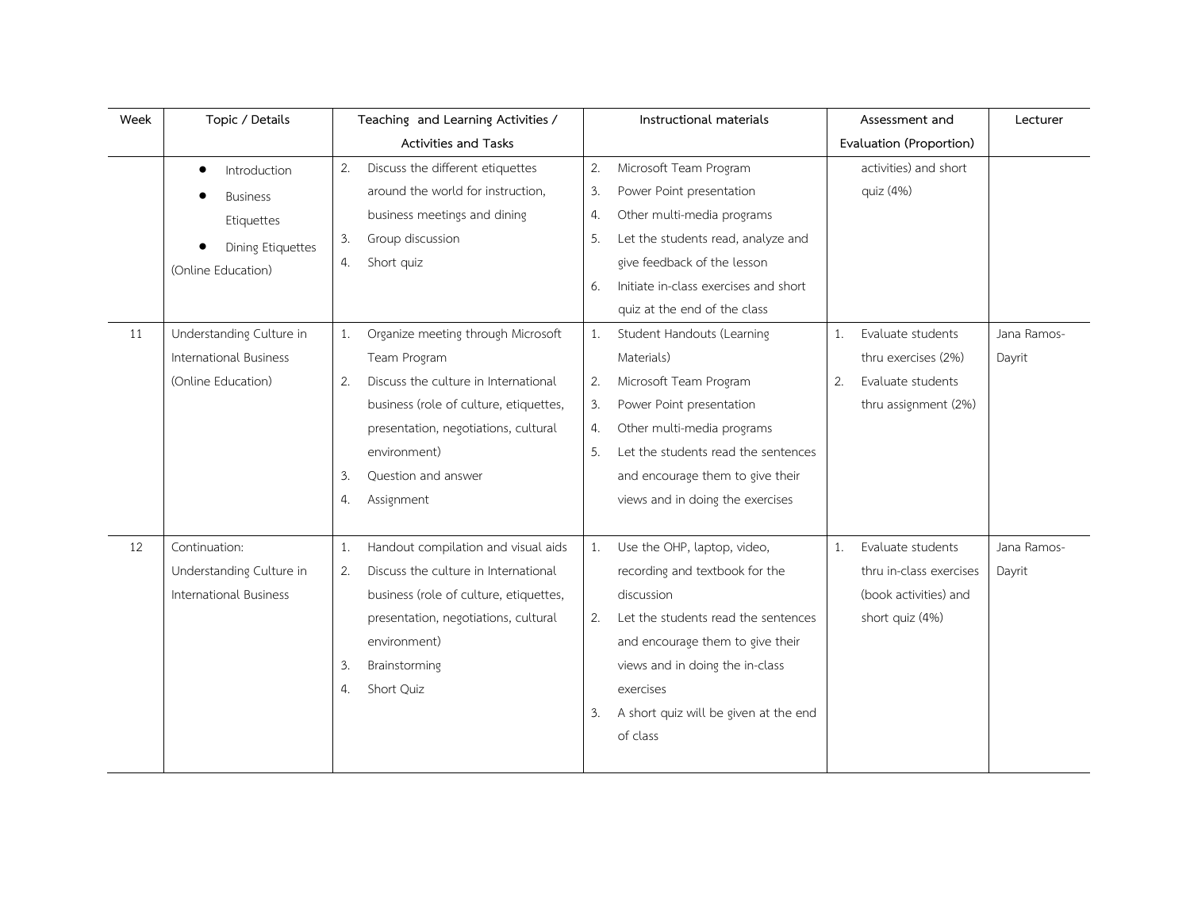| Week | Topic / Details | Teaching and Learning Activities / Activities and Tasks | Instructional materials | Assessment and Evaluation (Proportion) | Lecturer |
|---|---|---|---|---|---|
| | • Introduction<br>• Business Etiquettes<br>• Dining Etiquettes<br>(Online Education) | 2. Discuss the different etiquettes around the world for instruction, business meetings and dining<br>3. Group discussion<br>4. Short quiz | 2. Microsoft Team Program<br>3. Power Point presentation<br>4. Other multi-media programs<br>5. Let the students read, analyze and give feedback of the lesson<br>6. Initiate in-class exercises and short quiz at the end of the class | activities) and short quiz (4%) | |
| 11 | Understanding Culture in International Business (Online Education) | 1. Organize meeting through Microsoft Team Program<br>2. Discuss the culture in International business (role of culture, etiquettes, presentation, negotiations, cultural environment)<br>3. Question and answer<br>4. Assignment | 1. Student Handouts (Learning Materials)<br>2. Microsoft Team Program<br>3. Power Point presentation<br>4. Other multi-media programs<br>5. Let the students read the sentences and encourage them to give their views and in doing the exercises | 1. Evaluate students thru exercises (2%)<br>2. Evaluate students thru assignment (2%) | Jana Ramos-Dayrit |
| 12 | Continuation: Understanding Culture in International Business | 1. Handout compilation and visual aids<br>2. Discuss the culture in International business (role of culture, etiquettes, presentation, negotiations, cultural environment)<br>3. Brainstorming<br>4. Short Quiz | 1. Use the OHP, laptop, video, recording and textbook for the discussion<br>2. Let the students read the sentences and encourage them to give their views and in doing the in-class exercises<br>3. A short quiz will be given at the end of class | 1. Evaluate students thru in-class exercises (book activities) and short quiz (4%) | Jana Ramos-Dayrit |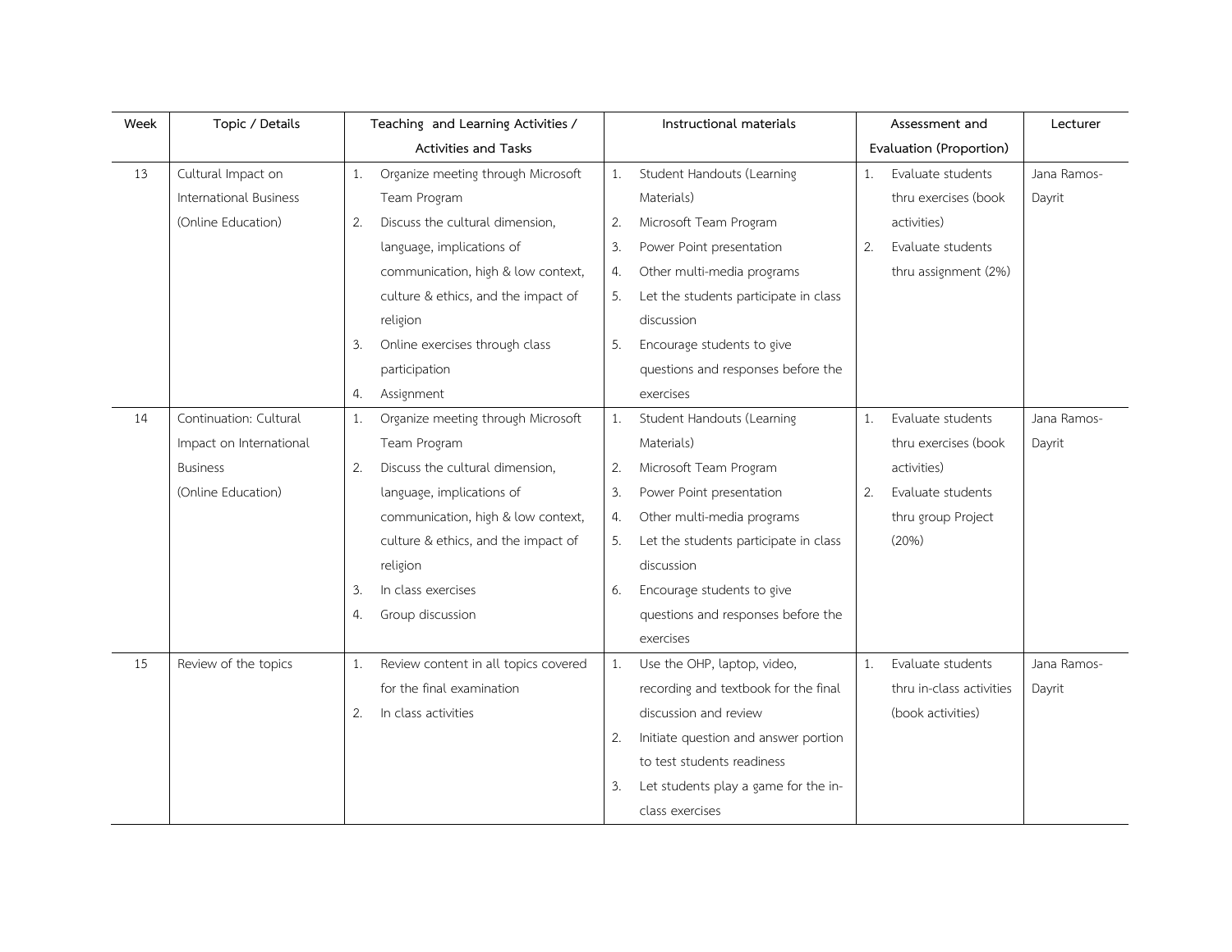| Week | Topic / Details | Teaching and Learning Activities / Activities and Tasks | Instructional materials | Assessment and Evaluation (Proportion) | Lecturer |
|---|---|---|---|---|---|
| 13 | Cultural Impact on International Business (Online Education) | 1. Organize meeting through Microsoft Team Program<br>2. Discuss the cultural dimension, language, implications of communication, high & low context, culture & ethics, and the impact of religion<br>3. Online exercises through class participation<br>4. Assignment | 1. Student Handouts (Learning Materials)<br>2. Microsoft Team Program<br>3. Power Point presentation<br>4. Other multi-media programs<br>5. Let the students participate in class discussion<br>5. Encourage students to give questions and responses before the exercises | 1. Evaluate students thru exercises (book activities)<br>2. Evaluate students thru assignment (2%) | Jana Ramos-Dayrit |
| 14 | Continuation: Cultural Impact on International Business (Online Education) | 1. Organize meeting through Microsoft Team Program<br>2. Discuss the cultural dimension, language, implications of communication, high & low context, culture & ethics, and the impact of religion<br>3. In class exercises<br>4. Group discussion | 1. Student Handouts (Learning Materials)<br>2. Microsoft Team Program<br>3. Power Point presentation<br>4. Other multi-media programs<br>5. Let the students participate in class discussion<br>6. Encourage students to give questions and responses before the exercises | 1. Evaluate students thru exercises (book activities)<br>2. Evaluate students thru group Project (20%) | Jana Ramos-Dayrit |
| 15 | Review of the topics | 1. Review content in all topics covered for the final examination<br>2. In class activities | 1. Use the OHP, laptop, video, recording and textbook for the final discussion and review<br>2. Initiate question and answer portion to test students readiness<br>3. Let students play a game for the in-class exercises | 1. Evaluate students thru in-class activities (book activities) | Jana Ramos-Dayrit |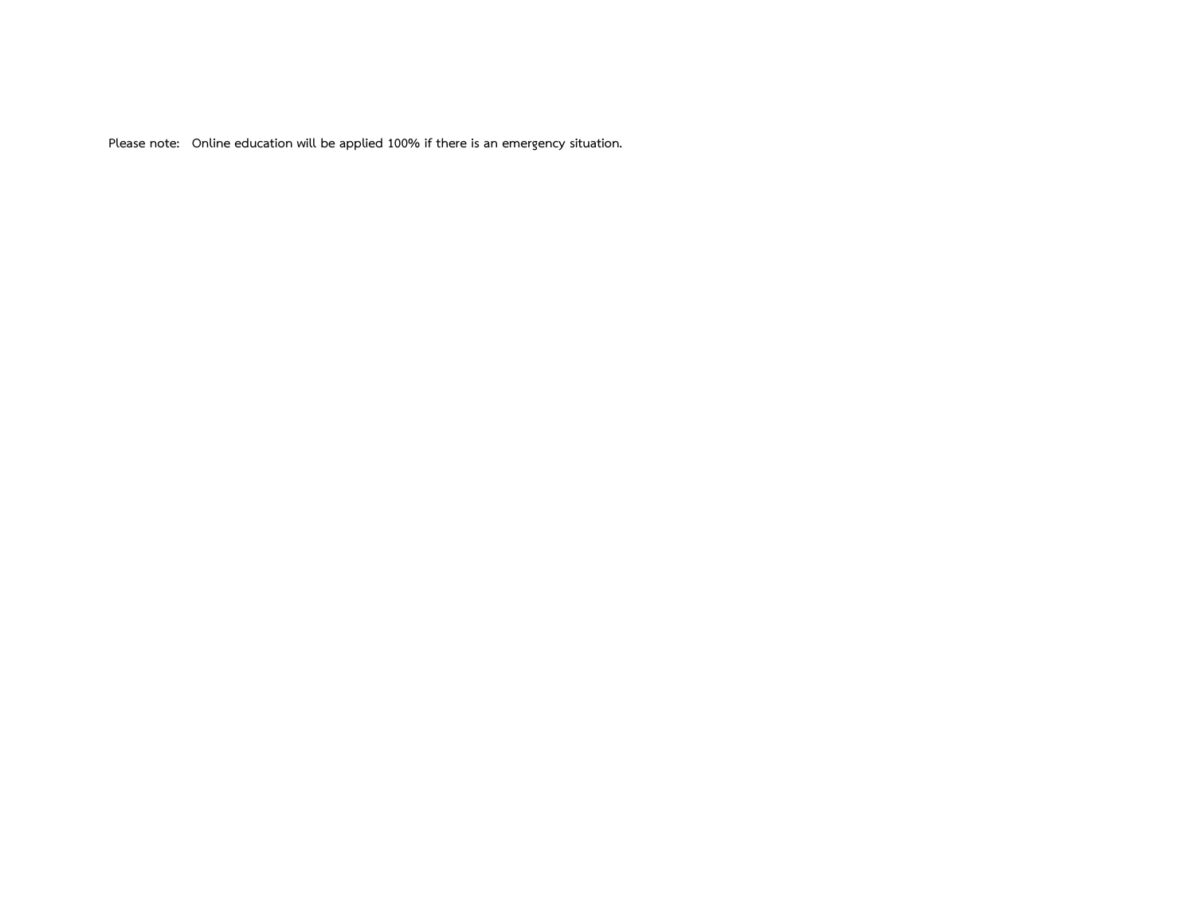Please note: Online education will be applied 100% if there is an emergency situation.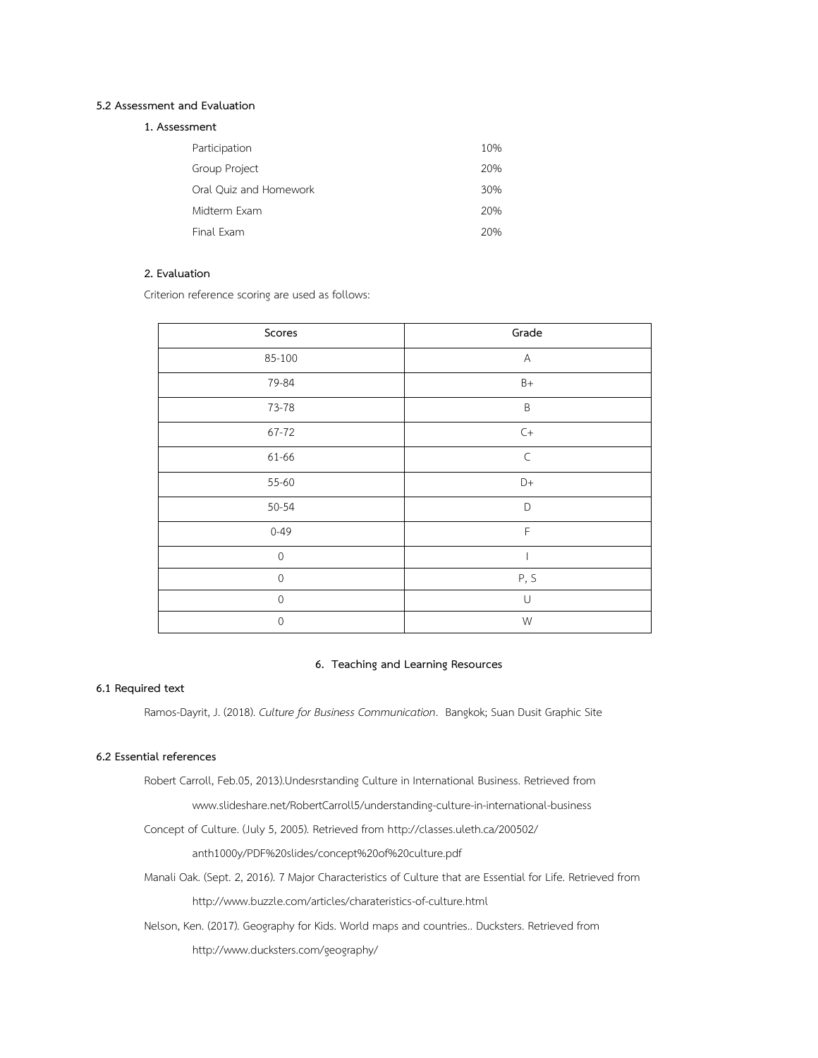### 5.2 Assessment and Evaluation

**1. Assessment**

| | |
|---|---|
| Participation | 10% |
| Group Project | 20% |
| Oral Quiz and Homework | 30% |
| Midterm Exam | 20% |
| Final Exam | 20% |

**2. Evaluation**

Criterion reference scoring are used as follows:

| Scores | Grade |
|---|---|
| 85-100 | A |
| 79-84 | B+ |
| 73-78 | B |
| 67-72 | C+ |
| 61-66 | C |
| 55-60 | D+ |
| 50-54 | D |
| 0-49 | F |
| 0 | I |
| 0 | P, S |
| 0 | U |
| 0 | W |

## 6. Teaching and Learning Resources

### 6.1 Required text

Ramos-Dayrit, J. (2018). *Culture for Business Communication*. Bangkok; Suan Dusit Graphic Site

### 6.2 Essential references

Robert Carroll, Feb.05, 2013).Undesrstanding Culture in International Business. Retrieved from www.slideshare.net/RobertCarroll5/understanding-culture-in-international-business

Concept of Culture. (July 5, 2005). Retrieved from http://classes.uleth.ca/200502/anth1000y/PDF%20slides/concept%20of%20culture.pdf

Manali Oak. (Sept. 2, 2016). 7 Major Characteristics of Culture that are Essential for Life. Retrieved from http://www.buzzle.com/articles/charateristics-of-culture.html

Nelson, Ken. (2017). Geography for Kids. World maps and countries.. Ducksters. Retrieved from http://www.ducksters.com/geography/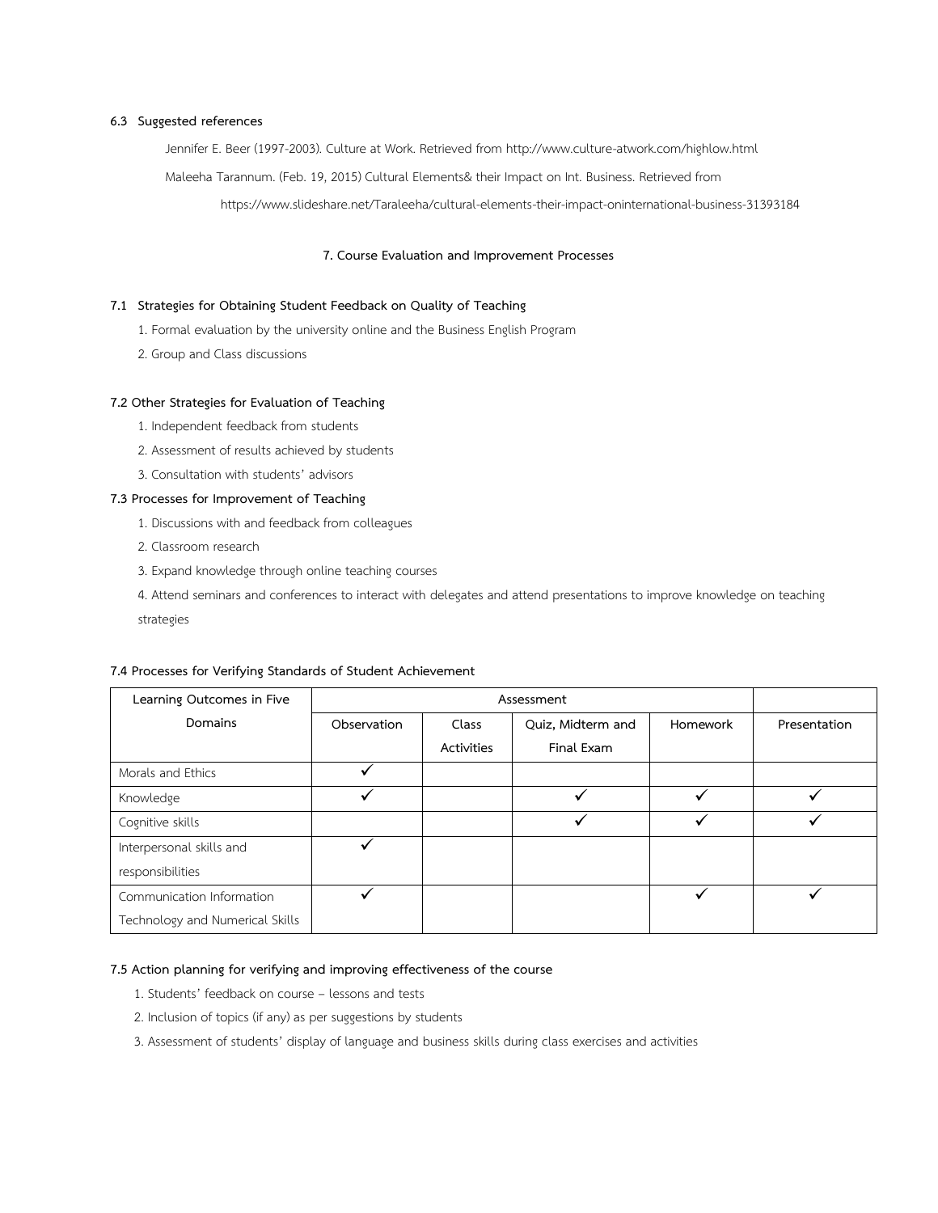### 6.3 Suggested references

Jennifer E. Beer (1997-2003). Culture at Work. Retrieved from http://www.culture-atwork.com/highlow.html

Maleeha Tarannum. (Feb. 19, 2015) Cultural Elements& their Impact on Int. Business. Retrieved from https://www.slideshare.net/Taraleeha/cultural-elements-their-impact-oninternational-business-31393184

## 7. Course Evaluation and Improvement Processes

### 7.1 Strategies for Obtaining Student Feedback on Quality of Teaching

1. Formal evaluation by the university online and the Business English Program
2. Group and Class discussions

### 7.2 Other Strategies for Evaluation of Teaching

1. Independent feedback from students
2. Assessment of results achieved by students
3. Consultation with students' advisors

### 7.3 Processes for Improvement of Teaching

1. Discussions with and feedback from colleagues
2. Classroom research
3. Expand knowledge through online teaching courses
4. Attend seminars and conferences to interact with delegates and attend presentations to improve knowledge on teaching strategies

### 7.4 Processes for Verifying Standards of Student Achievement

| Learning Outcomes in Five Domains | Assessment | | | | |
|---|---|---|---|---|---|
| | Observation | Class Activities | Quiz, Midterm and Final Exam | Homework | Presentation |
| Morals and Ethics | ✓ | | | | |
| Knowledge | ✓ | | ✓ | ✓ | ✓ |
| Cognitive skills | | | ✓ | ✓ | ✓ |
| Interpersonal skills and responsibilities | ✓ | | | | |
| Communication Information Technology and Numerical Skills | ✓ | | | ✓ | ✓ |

### 7.5 Action planning for verifying and improving effectiveness of the course

1. Students' feedback on course – lessons and tests
2. Inclusion of topics (if any) as per suggestions by students
3. Assessment of students' display of language and business skills during class exercises and activities